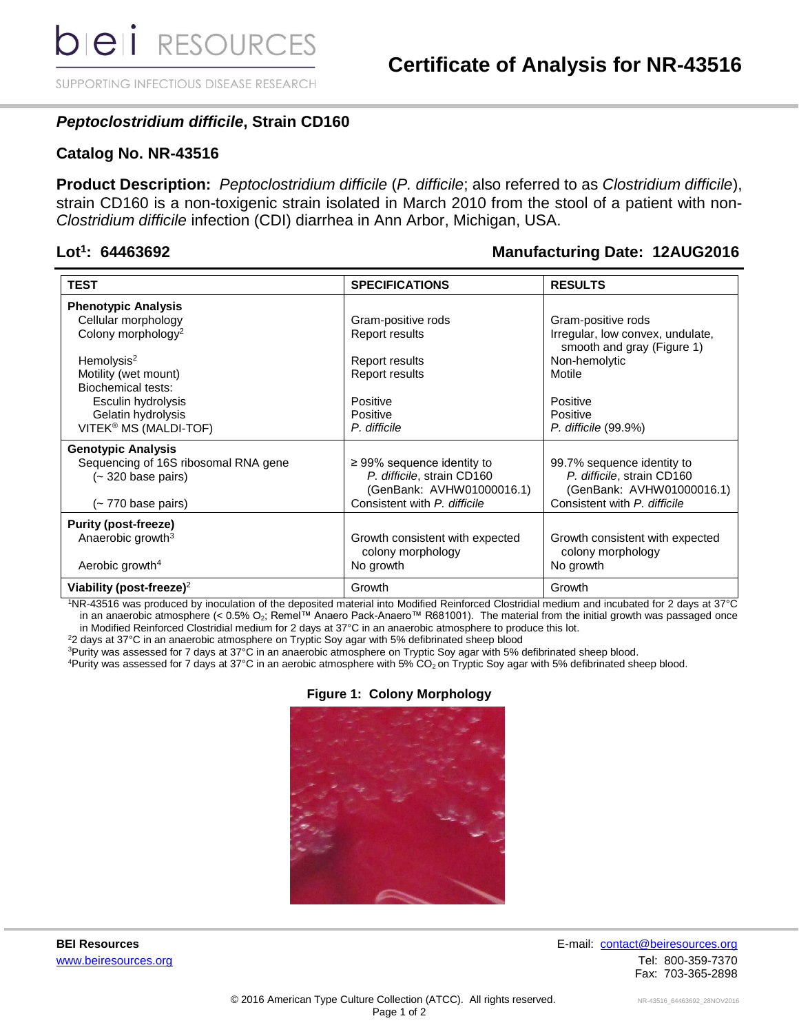# Certificate of Analysis for NR-43516

## *Peptoclostridium difficile*, Strain CD160

## Catalog No. NR-43516

**Product Description:** *Peptoclostridium difficile* (*P. difficile*; also referred to as *Clostridium difficile*), strain CD160 is a non-toxigenic strain isolated in March 2010 from the stool of a patient with non-*Clostridium difficile* infection (CDI) diarrhea in Ann Arbor, Michigan, USA.

**Lot[1]: 64463692** **Manufacturing Date: 12AUG2016**

| TEST | SPECIFICATIONS | RESULTS |
|---|---|---|
| **Phenotypic Analysis** | | |
| Cellular morphology | Gram-positive rods | Gram-positive rods |
| Colony morphology[2] | Report results | Irregular, low convex, undulate, smooth and gray (Figure 1) |
| Hemolysis[2] | Report results | Non-hemolytic |
| Motility (wet mount) | Report results | Motile |
| Biochemical tests: | | |
| Esculin hydrolysis | Positive | Positive |
| Gelatin hydrolysis | Positive | Positive |
| VITEK® MS (MALDI-TOF) | *P. difficile* | *P. difficile* (99.9%) |
| **Genotypic Analysis** | | |
| Sequencing of 16S ribosomal RNA gene (~ 320 base pairs) | ≥ 99% sequence identity to *P. difficile*, strain CD160 (GenBank: AVHW01000016.1) | 99.7% sequence identity to *P. difficile*, strain CD160 (GenBank: AVHW01000016.1) |
| (~ 770 base pairs) | Consistent with *P. difficile* | Consistent with *P. difficile* |
| **Purity (post-freeze)** | | |
| Anaerobic growth[3] | Growth consistent with expected colony morphology | Growth consistent with expected colony morphology |
| Aerobic growth[4] | No growth | No growth |
| **Viability (post-freeze)**[2] | Growth | Growth |

[1]NR-43516 was produced by inoculation of the deposited material into Modified Reinforced Clostridial medium and incubated for 2 days at 37°C in an anaerobic atmosphere (< 0.5% $O_2$; Remel™ Anaero Pack-Anaero™ R681001). The material from the initial growth was passaged once in Modified Reinforced Clostridial medium for 2 days at 37°C in an anaerobic atmosphere to produce this lot.

[2]2 days at 37°C in an anaerobic atmosphere on Tryptic Soy agar with 5% defibrinated sheep blood

[3]Purity was assessed for 7 days at 37°C in an anaerobic atmosphere on Tryptic Soy agar with 5% defibrinated sheep blood.

[4]Purity was assessed for 7 days at 37°C in an aerobic atmosphere with 5% $CO_2$ on Tryptic Soy agar with 5% defibrinated sheep blood.

**Figure 1: Colony Morphology**

**BEI Resources**
www.beiresources.org

E-mail: contact@beiresources.org
Tel: 800-359-7370
Fax: 703-365-2898

© 2016 American Type Culture Collection (ATCC). All rights reserved.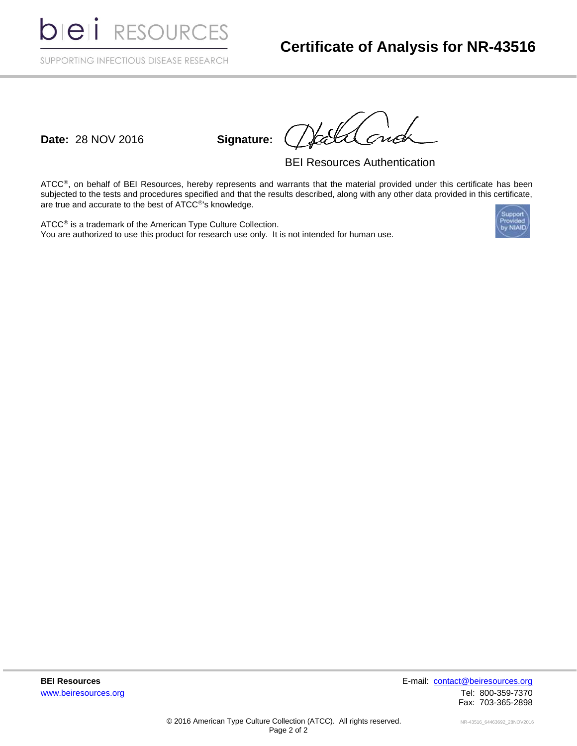# Certificate of Analysis for NR-43516

**Date:** 28 NOV 2016 **Signature:**

BEI Resources Authentication

ATCC®, on behalf of BEI Resources, hereby represents and warrants that the material provided under this certificate has been subjected to the tests and procedures specified and that the results described, along with any other data provided in this certificate, are true and accurate to the best of ATCC®'s knowledge.

ATCC® is a trademark of the American Type Culture Collection.
You are authorized to use this product for research use only. It is not intended for human use.

**BEI Resources**
www.beiresources.org

E-mail: contact@beiresources.org
Tel: 800-359-7370
Fax: 703-365-2898

© 2016 American Type Culture Collection (ATCC). All rights reserved.

NR-43516_64463692_28NOV2016